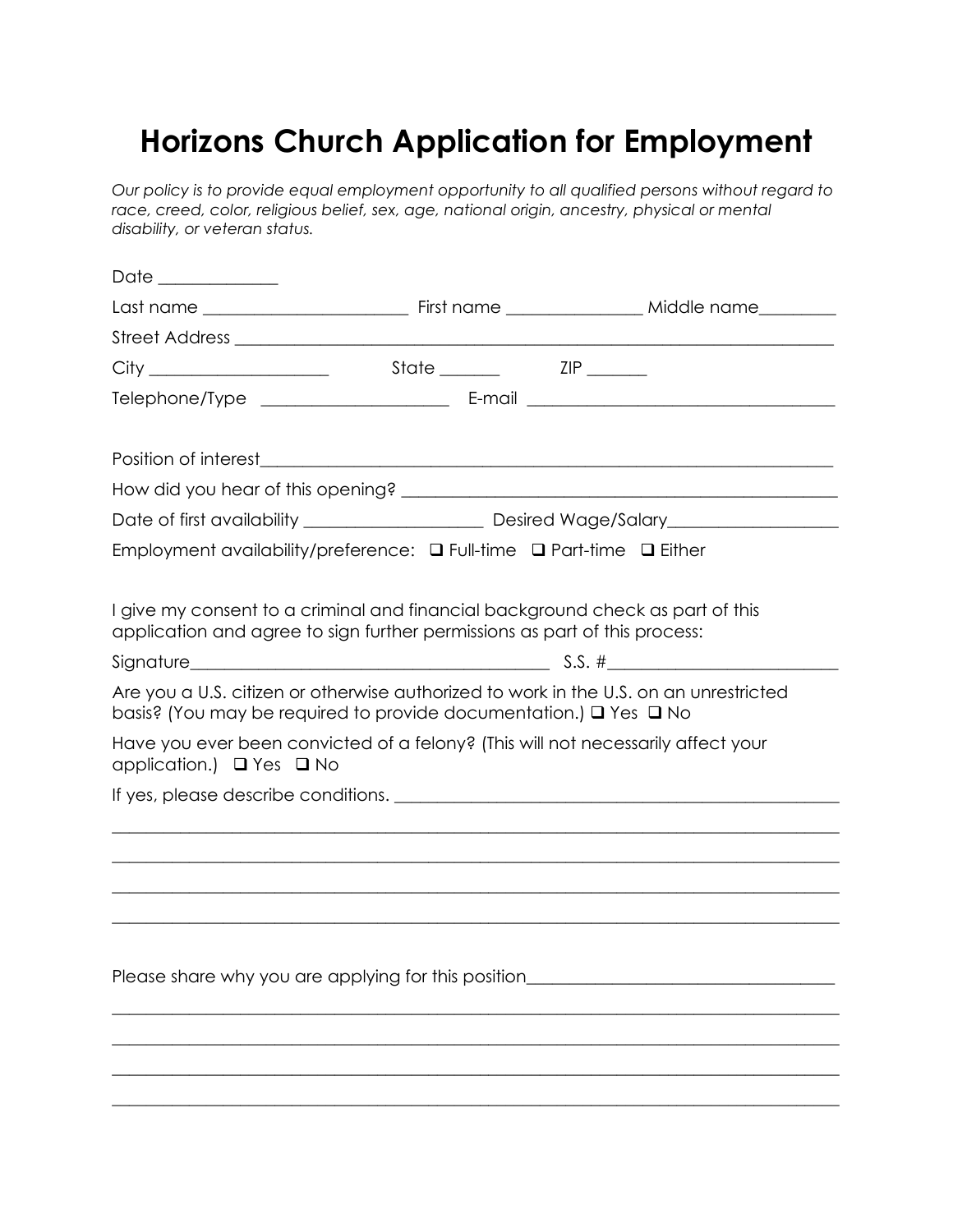# Horizons Church Application for Employment

*Our policy is to provide equal employment opportunity to all qualified persons without regard to race, creed, color, religious belief, sex, age, national origin, ancestry, physical or mental disability, or veteran status.*

Date _____________

Last name ______________________ First name ______________ Middle name________

Street Address ____________________________________________________________

City ___________________ State _______ ZIP _______

Telephone/Type ____________________ E-mail _________________________________

Position of interest___________________________________________________________

How did you hear of this opening? _____________________________________________

Date of first availability ___________________ Desired Wage/Salary__________________

Employment availability/preference: ❑ Full-time ❑ Part-time ❑ Either

I give my consent to a criminal and financial background check as part of this application and agree to sign further permissions as part of this process:

Signature________________________________________ S.S. #________________________

Are you a U.S. citizen or otherwise authorized to work in the U.S. on an unrestricted basis? (You may be required to provide documentation.) ❑ Yes ❑ No

Have you ever been convicted of a felony? (This will not necessarily affect your application.) ❑ Yes ❑ No

If yes, please describe conditions. _______________________________________________

___________________________________________________________________________

___________________________________________________________________________

___________________________________________________________________________

___________________________________________________________________________

Please share why you are applying for this position_________________________________

___________________________________________________________________________

___________________________________________________________________________

___________________________________________________________________________

___________________________________________________________________________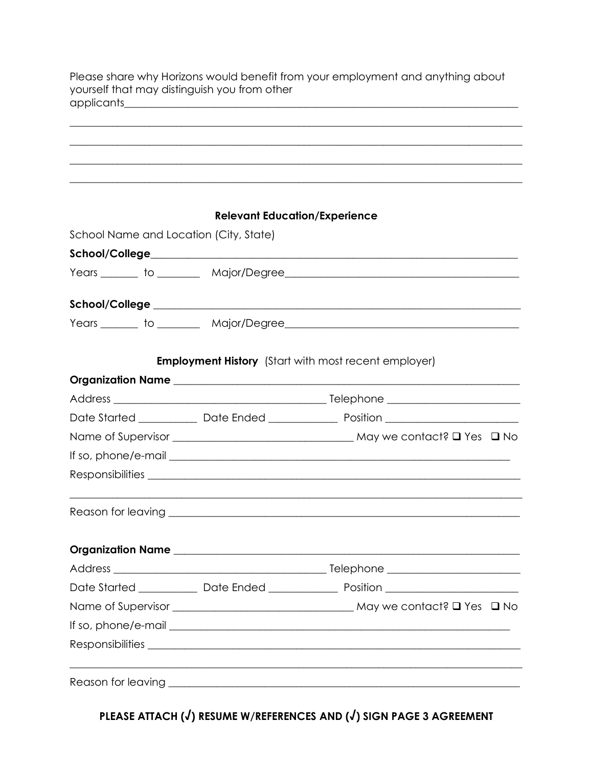Please share why Horizons would benefit from your employment and anything about yourself that may distinguish you from other applicants________________________________________________________________________________

________________________________________________________________________________

________________________________________________________________________________

________________________________________________________________________________

________________________________________________________________________________

### Relevant Education/Experience

School Name and Location (City, State)

**School/College**________________________________________________________________________

Years _______ to ________ Major/Degree____________________________________________

**School/College** ________________________________________________________________________

Years _______ to ________ Major/Degree____________________________________________

### **Employment History** (Start with most recent employer)

**Organization Name** ____________________________________________________________________

Address ________________________________________ Telephone ________________________

Date Started ___________ Date Ended ____________ Position ________________________

Name of Supervisor ________________________________ May we contact? ☐ Yes ☐ No

If so, phone/e-mail ______________________________________________________________

Responsibilities __________________________________________________________________

________________________________________________________________________________

Reason for leaving _______________________________________________________________

**Organization Name** ____________________________________________________________________

Address ________________________________________ Telephone ________________________

Date Started ___________ Date Ended ____________ Position ________________________

Name of Supervisor ________________________________ May we contact? ☐ Yes ☐ No

If so, phone/e-mail ______________________________________________________________

Responsibilities __________________________________________________________________

________________________________________________________________________________

Reason for leaving _______________________________________________________________

**PLEASE ATTACH (√) RESUME W/REFERENCES AND (√) SIGN PAGE 3 AGREEMENT**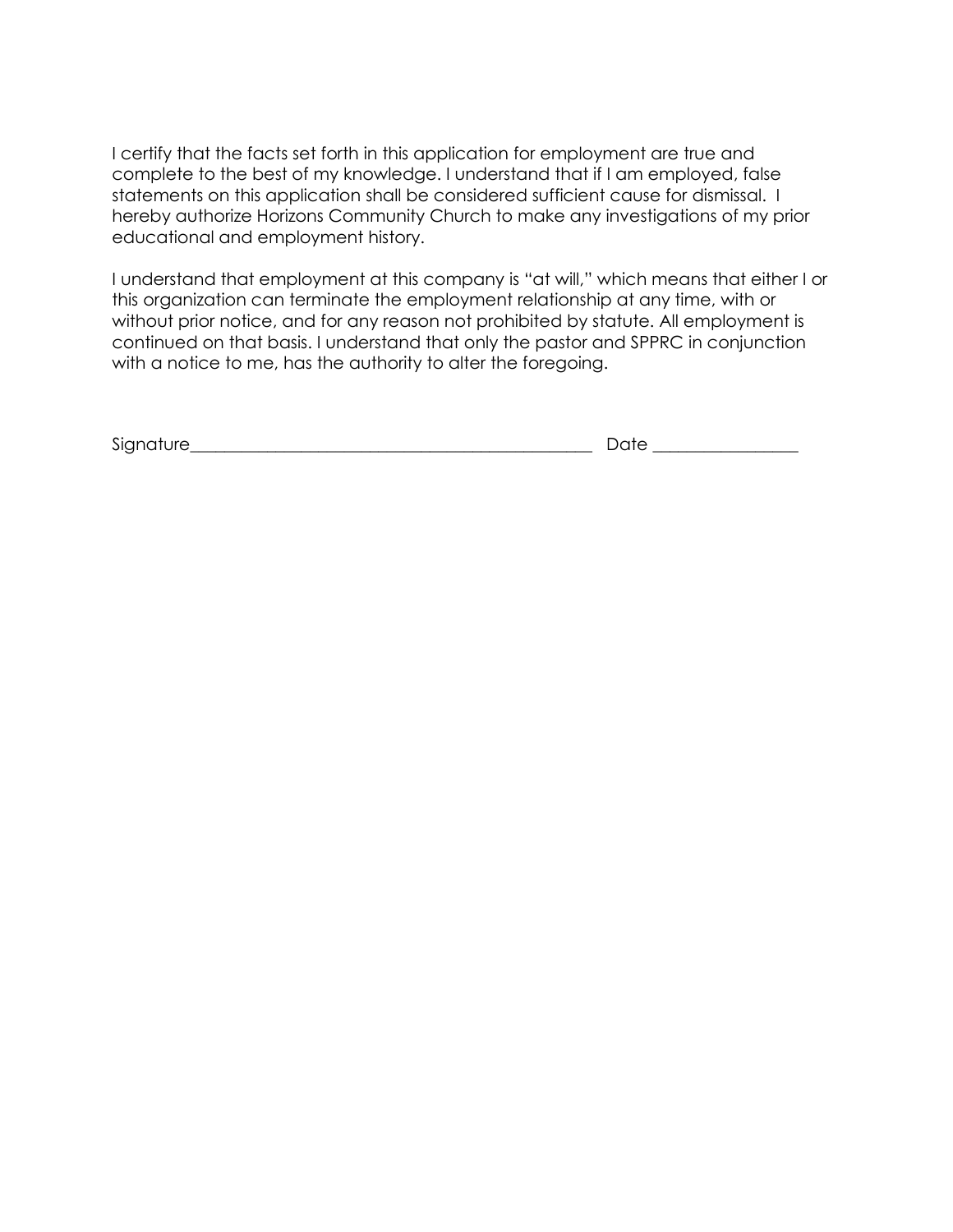I certify that the facts set forth in this application for employment are true and complete to the best of my knowledge. I understand that if I am employed, false statements on this application shall be considered sufficient cause for dismissal. I hereby authorize Horizons Community Church to make any investigations of my prior educational and employment history.

I understand that employment at this company is "at will," which means that either I or this organization can terminate the employment relationship at any time, with or without prior notice, and for any reason not prohibited by statute. All employment is continued on that basis. I understand that only the pastor and SPPRC in conjunction with a notice to me, has the authority to alter the foregoing.

Signature_________________________________________________ Date _________________